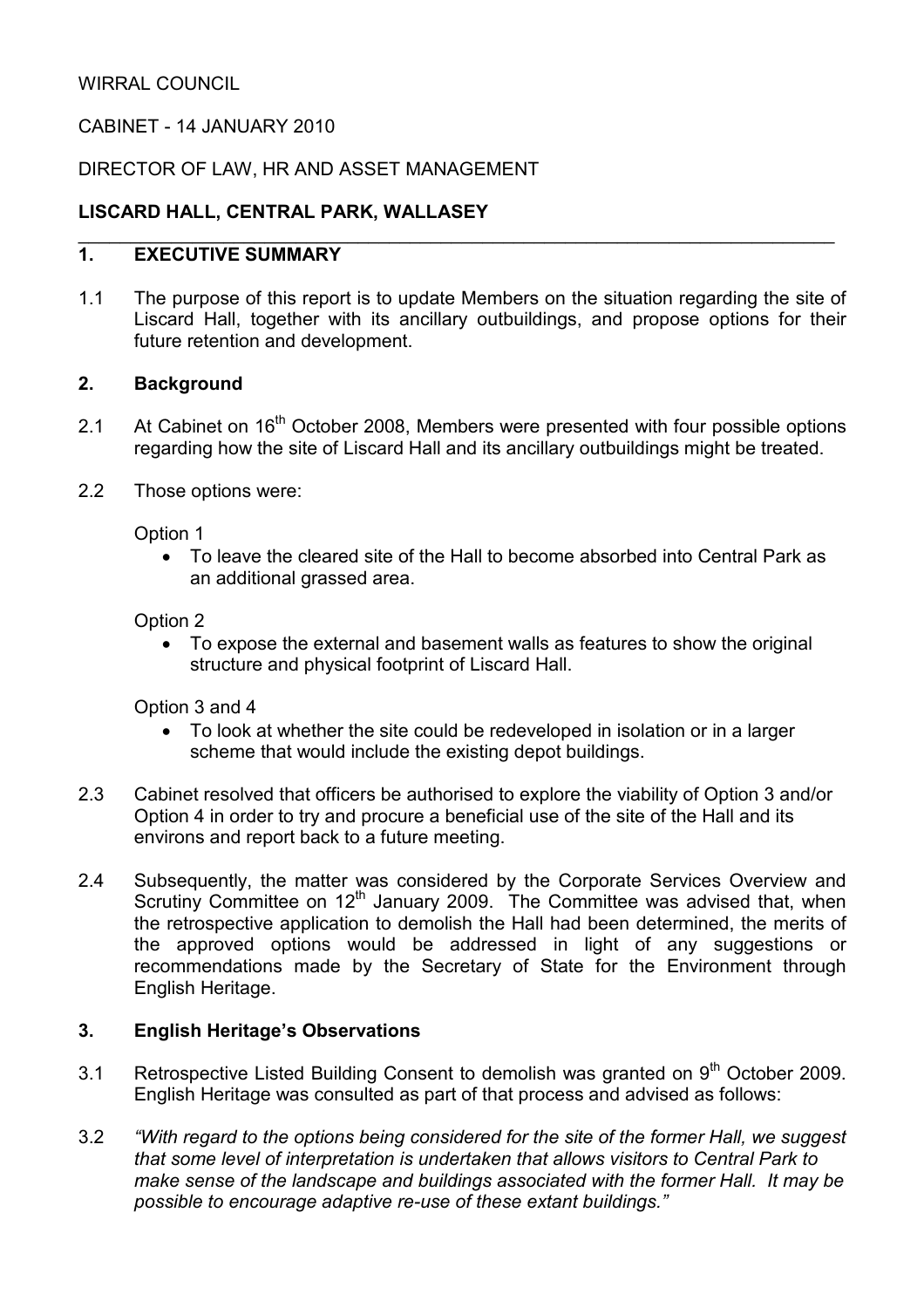WIRRAL COUNCIL

CABINET - 14 JANUARY 2010

DIRECTOR OF LAW, HR AND ASSET MANAGEMENT

**LISCARD HALL, CENTRAL PARK, WALLASEY**

## 1. EXECUTIVE SUMMARY

1.1 The purpose of this report is to update Members on the situation regarding the site of Liscard Hall, together with its ancillary outbuildings, and propose options for their future retention and development.

## 2. Background

2.1 At Cabinet on 16th October 2008, Members were presented with four possible options regarding how the site of Liscard Hall and its ancillary outbuildings might be treated.

2.2 Those options were:

Option 1

- To leave the cleared site of the Hall to become absorbed into Central Park as an additional grassed area.

Option 2

- To expose the external and basement walls as features to show the original structure and physical footprint of Liscard Hall.

Option 3 and 4

- To look at whether the site could be redeveloped in isolation or in a larger scheme that would include the existing depot buildings.

2.3 Cabinet resolved that officers be authorised to explore the viability of Option 3 and/or Option 4 in order to try and procure a beneficial use of the site of the Hall and its environs and report back to a future meeting.

2.4 Subsequently, the matter was considered by the Corporate Services Overview and Scrutiny Committee on 12th January 2009. The Committee was advised that, when the retrospective application to demolish the Hall had been determined, the merits of the approved options would be addressed in light of any suggestions or recommendations made by the Secretary of State for the Environment through English Heritage.

## 3. English Heritage's Observations

3.1 Retrospective Listed Building Consent to demolish was granted on 9th October 2009. English Heritage was consulted as part of that process and advised as follows:

3.2 *"With regard to the options being considered for the site of the former Hall, we suggest that some level of interpretation is undertaken that allows visitors to Central Park to make sense of the landscape and buildings associated with the former Hall. It may be possible to encourage adaptive re-use of these extant buildings."*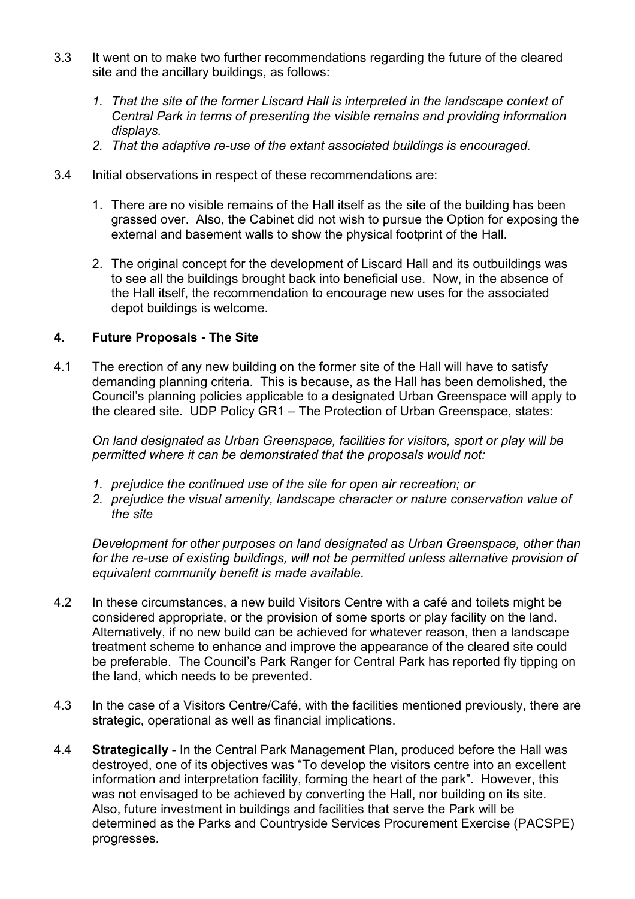3.3 It went on to make two further recommendations regarding the future of the cleared site and the ancillary buildings, as follows:

1. *That the site of the former Liscard Hall is interpreted in the landscape context of Central Park in terms of presenting the visible remains and providing information displays.*
2. *That the adaptive re-use of the extant associated buildings is encouraged.*

3.4 Initial observations in respect of these recommendations are:

1. There are no visible remains of the Hall itself as the site of the building has been grassed over. Also, the Cabinet did not wish to pursue the Option for exposing the external and basement walls to show the physical footprint of the Hall.
2. The original concept for the development of Liscard Hall and its outbuildings was to see all the buildings brought back into beneficial use. Now, in the absence of the Hall itself, the recommendation to encourage new uses for the associated depot buildings is welcome.

## 4. Future Proposals - The Site

4.1 The erection of any new building on the former site of the Hall will have to satisfy demanding planning criteria. This is because, as the Hall has been demolished, the Council's planning policies applicable to a designated Urban Greenspace will apply to the cleared site. UDP Policy GR1 – The Protection of Urban Greenspace, states:

*On land designated as Urban Greenspace, facilities for visitors, sport or play will be permitted where it can be demonstrated that the proposals would not:*

1. *prejudice the continued use of the site for open air recreation; or*
2. *prejudice the visual amenity, landscape character or nature conservation value of the site*

*Development for other purposes on land designated as Urban Greenspace, other than for the re-use of existing buildings, will not be permitted unless alternative provision of equivalent community benefit is made available.*

4.2 In these circumstances, a new build Visitors Centre with a café and toilets might be considered appropriate, or the provision of some sports or play facility on the land. Alternatively, if no new build can be achieved for whatever reason, then a landscape treatment scheme to enhance and improve the appearance of the cleared site could be preferable. The Council's Park Ranger for Central Park has reported fly tipping on the land, which needs to be prevented.

4.3 In the case of a Visitors Centre/Café, with the facilities mentioned previously, there are strategic, operational as well as financial implications.

4.4 **Strategically** - In the Central Park Management Plan, produced before the Hall was destroyed, one of its objectives was "To develop the visitors centre into an excellent information and interpretation facility, forming the heart of the park". However, this was not envisaged to be achieved by converting the Hall, nor building on its site. Also, future investment in buildings and facilities that serve the Park will be determined as the Parks and Countryside Services Procurement Exercise (PACSPE) progresses.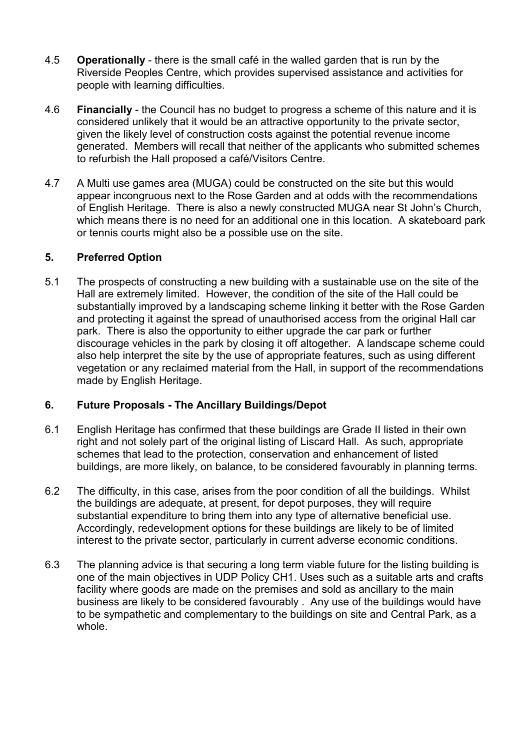4.5 **Operationally** - there is the small café in the walled garden that is run by the Riverside Peoples Centre, which provides supervised assistance and activities for people with learning difficulties.

4.6 **Financially** - the Council has no budget to progress a scheme of this nature and it is considered unlikely that it would be an attractive opportunity to the private sector, given the likely level of construction costs against the potential revenue income generated. Members will recall that neither of the applicants who submitted schemes to refurbish the Hall proposed a café/Visitors Centre.

4.7 A Multi use games area (MUGA) could be constructed on the site but this would appear incongruous next to the Rose Garden and at odds with the recommendations of English Heritage. There is also a newly constructed MUGA near St John's Church, which means there is no need for an additional one in this location. A skateboard park or tennis courts might also be a possible use on the site.

## 5. Preferred Option

5.1 The prospects of constructing a new building with a sustainable use on the site of the Hall are extremely limited. However, the condition of the site of the Hall could be substantially improved by a landscaping scheme linking it better with the Rose Garden and protecting it against the spread of unauthorised access from the original Hall car park. There is also the opportunity to either upgrade the car park or further discourage vehicles in the park by closing it off altogether. A landscape scheme could also help interpret the site by the use of appropriate features, such as using different vegetation or any reclaimed material from the Hall, in support of the recommendations made by English Heritage.

## 6. Future Proposals - The Ancillary Buildings/Depot

6.1 English Heritage has confirmed that these buildings are Grade II listed in their own right and not solely part of the original listing of Liscard Hall. As such, appropriate schemes that lead to the protection, conservation and enhancement of listed buildings, are more likely, on balance, to be considered favourably in planning terms.

6.2 The difficulty, in this case, arises from the poor condition of all the buildings. Whilst the buildings are adequate, at present, for depot purposes, they will require substantial expenditure to bring them into any type of alternative beneficial use. Accordingly, redevelopment options for these buildings are likely to be of limited interest to the private sector, particularly in current adverse economic conditions.

6.3 The planning advice is that securing a long term viable future for the listing building is one of the main objectives in UDP Policy CH1. Uses such as a suitable arts and crafts facility where goods are made on the premises and sold as ancillary to the main business are likely to be considered favourably . Any use of the buildings would have to be sympathetic and complementary to the buildings on site and Central Park, as a whole.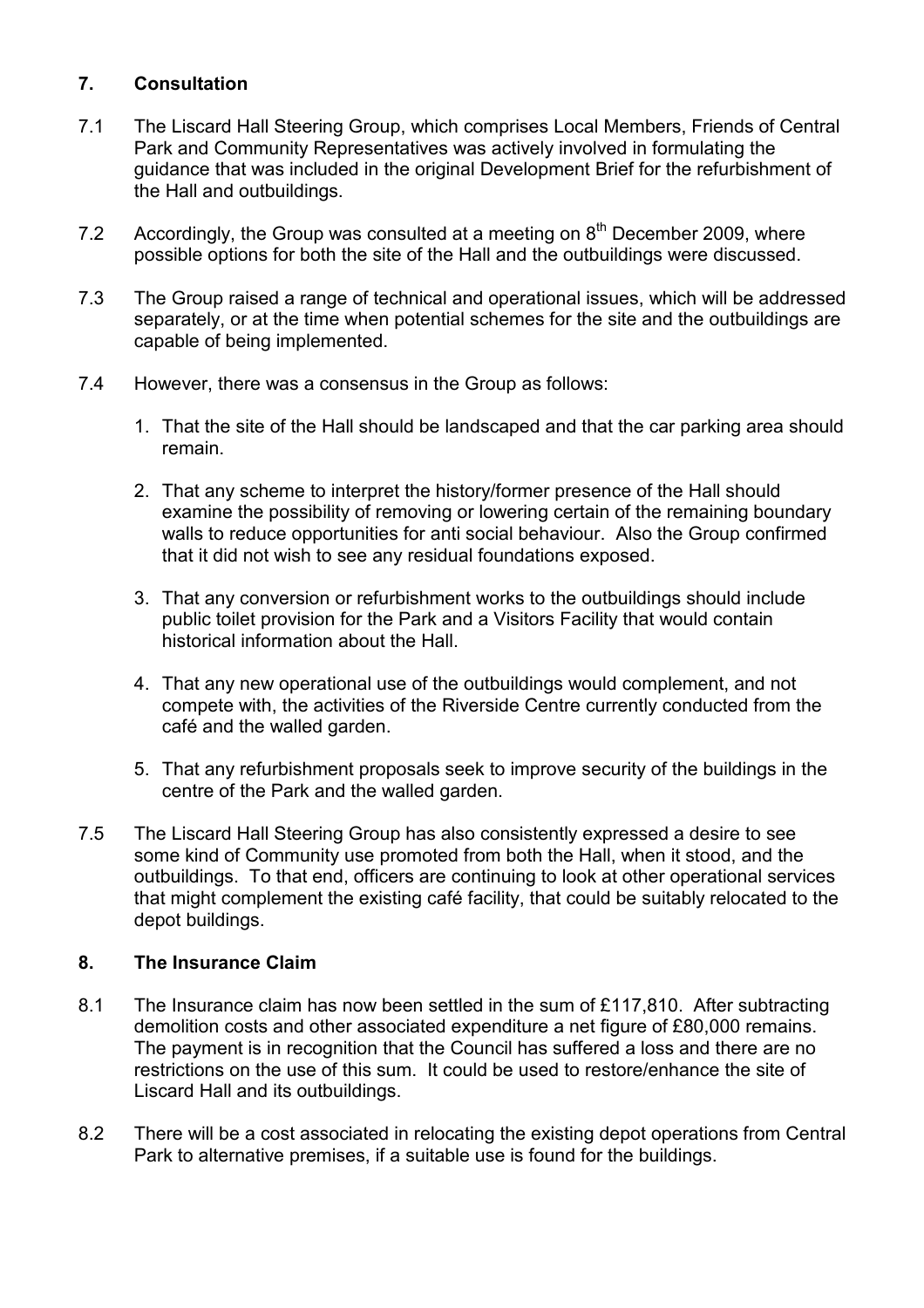## 7. Consultation

7.1 The Liscard Hall Steering Group, which comprises Local Members, Friends of Central Park and Community Representatives was actively involved in formulating the guidance that was included in the original Development Brief for the refurbishment of the Hall and outbuildings.

7.2 Accordingly, the Group was consulted at a meeting on 8th December 2009, where possible options for both the site of the Hall and the outbuildings were discussed.

7.3 The Group raised a range of technical and operational issues, which will be addressed separately, or at the time when potential schemes for the site and the outbuildings are capable of being implemented.

7.4 However, there was a consensus in the Group as follows:

1. That the site of the Hall should be landscaped and that the car parking area should remain.
2. That any scheme to interpret the history/former presence of the Hall should examine the possibility of removing or lowering certain of the remaining boundary walls to reduce opportunities for anti social behaviour. Also the Group confirmed that it did not wish to see any residual foundations exposed.
3. That any conversion or refurbishment works to the outbuildings should include public toilet provision for the Park and a Visitors Facility that would contain historical information about the Hall.
4. That any new operational use of the outbuildings would complement, and not compete with, the activities of the Riverside Centre currently conducted from the café and the walled garden.
5. That any refurbishment proposals seek to improve security of the buildings in the centre of the Park and the walled garden.

7.5 The Liscard Hall Steering Group has also consistently expressed a desire to see some kind of Community use promoted from both the Hall, when it stood, and the outbuildings. To that end, officers are continuing to look at other operational services that might complement the existing café facility, that could be suitably relocated to the depot buildings.

## 8. The Insurance Claim

8.1 The Insurance claim has now been settled in the sum of £117,810. After subtracting demolition costs and other associated expenditure a net figure of £80,000 remains. The payment is in recognition that the Council has suffered a loss and there are no restrictions on the use of this sum. It could be used to restore/enhance the site of Liscard Hall and its outbuildings.

8.2 There will be a cost associated in relocating the existing depot operations from Central Park to alternative premises, if a suitable use is found for the buildings.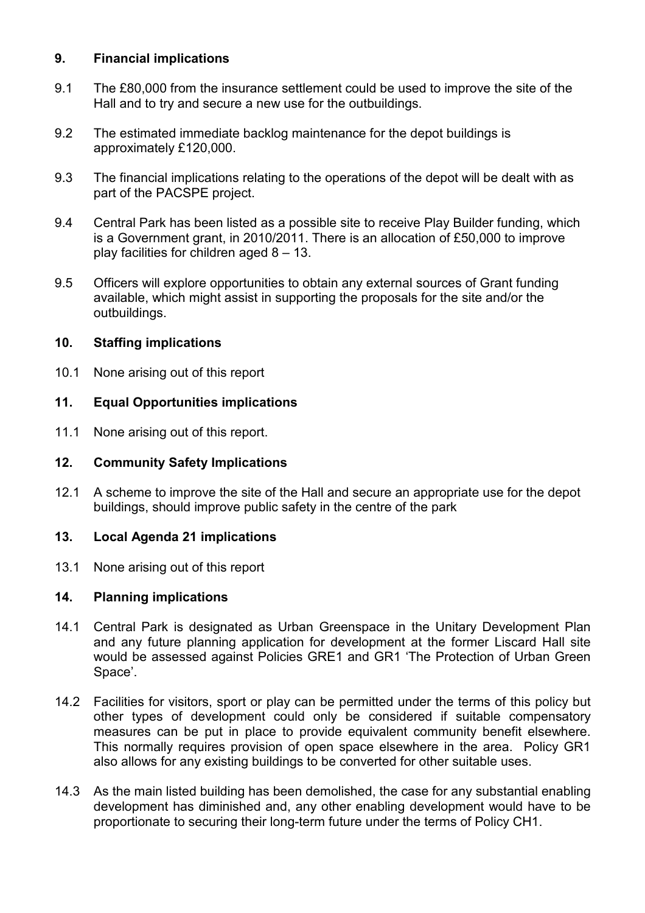## 9. Financial implications

9.1 The £80,000 from the insurance settlement could be used to improve the site of the Hall and to try and secure a new use for the outbuildings.

9.2 The estimated immediate backlog maintenance for the depot buildings is approximately £120,000.

9.3 The financial implications relating to the operations of the depot will be dealt with as part of the PACSPE project.

9.4 Central Park has been listed as a possible site to receive Play Builder funding, which is a Government grant, in 2010/2011. There is an allocation of £50,000 to improve play facilities for children aged 8 – 13.

9.5 Officers will explore opportunities to obtain any external sources of Grant funding available, which might assist in supporting the proposals for the site and/or the outbuildings.

## 10. Staffing implications

10.1 None arising out of this report

## 11. Equal Opportunities implications

11.1 None arising out of this report.

## 12. Community Safety Implications

12.1 A scheme to improve the site of the Hall and secure an appropriate use for the depot buildings, should improve public safety in the centre of the park

## 13. Local Agenda 21 implications

13.1 None arising out of this report

## 14. Planning implications

14.1 Central Park is designated as Urban Greenspace in the Unitary Development Plan and any future planning application for development at the former Liscard Hall site would be assessed against Policies GRE1 and GR1 'The Protection of Urban Green Space'.

14.2 Facilities for visitors, sport or play can be permitted under the terms of this policy but other types of development could only be considered if suitable compensatory measures can be put in place to provide equivalent community benefit elsewhere. This normally requires provision of open space elsewhere in the area. Policy GR1 also allows for any existing buildings to be converted for other suitable uses.

14.3 As the main listed building has been demolished, the case for any substantial enabling development has diminished and, any other enabling development would have to be proportionate to securing their long-term future under the terms of Policy CH1.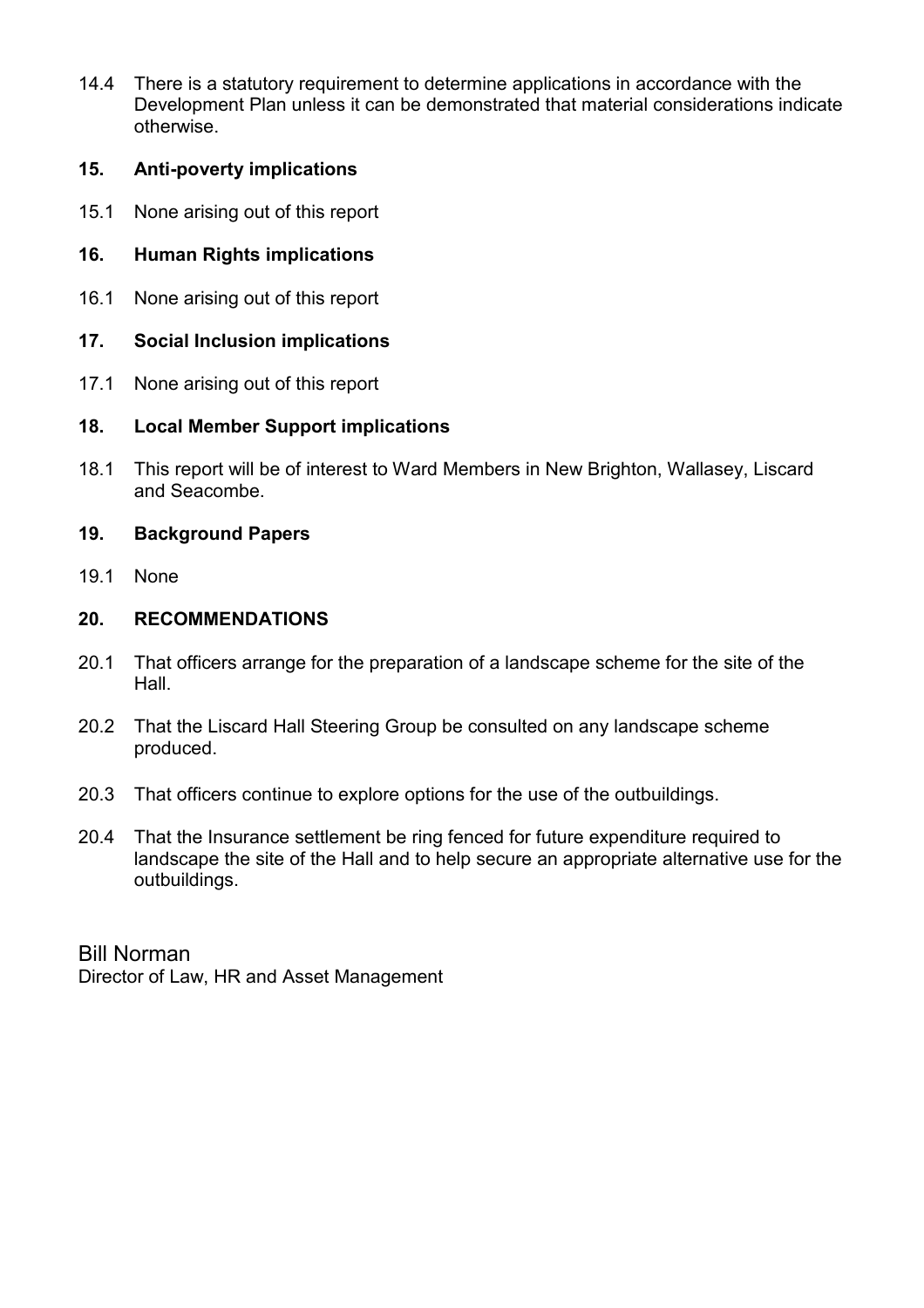14.4 There is a statutory requirement to determine applications in accordance with the Development Plan unless it can be demonstrated that material considerations indicate otherwise.

## 15. Anti-poverty implications

15.1 None arising out of this report

## 16. Human Rights implications

16.1 None arising out of this report

## 17. Social Inclusion implications

17.1 None arising out of this report

## 18. Local Member Support implications

18.1 This report will be of interest to Ward Members in New Brighton, Wallasey, Liscard and Seacombe.

## 19. Background Papers

19.1 None

## 20. RECOMMENDATIONS

20.1 That officers arrange for the preparation of a landscape scheme for the site of the Hall.

20.2 That the Liscard Hall Steering Group be consulted on any landscape scheme produced.

20.3 That officers continue to explore options for the use of the outbuildings.

20.4 That the Insurance settlement be ring fenced for future expenditure required to landscape the site of the Hall and to help secure an appropriate alternative use for the outbuildings.

Bill Norman
Director of Law, HR and Asset Management